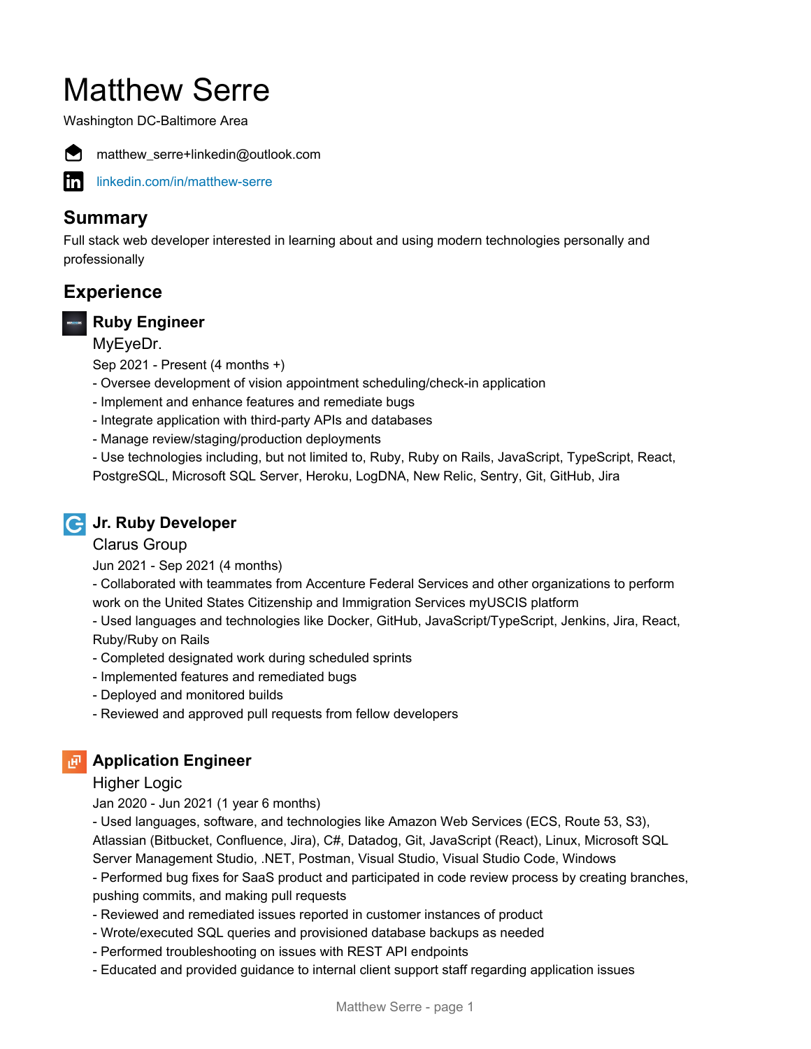# Matthew Serre

Washington DC-Baltimore Area

matthew_serre+linkedin@outlook.com

[linkedin.com/in/matthew-serre](https://linkedin.com/in/matthew-serre)

## Summary

Full stack web developer interested in learning about and using modern technologies personally and professionally

## Experience

### Ruby Engineer

MyEyeDr.

Sep 2021 - Present (4 months +)

- Oversee development of vision appointment scheduling/check-in application
- Implement and enhance features and remediate bugs
- Integrate application with third-party APIs and databases
- Manage review/staging/production deployments
- Use technologies including, but not limited to, Ruby, Ruby on Rails, JavaScript, TypeScript, React, PostgreSQL, Microsoft SQL Server, Heroku, LogDNA, New Relic, Sentry, Git, GitHub, Jira

### Jr. Ruby Developer

Clarus Group

Jun 2021 - Sep 2021 (4 months)

- Collaborated with teammates from Accenture Federal Services and other organizations to perform work on the United States Citizenship and Immigration Services myUSCIS platform
- Used languages and technologies like Docker, GitHub, JavaScript/TypeScript, Jenkins, Jira, React, Ruby/Ruby on Rails
- Completed designated work during scheduled sprints
- Implemented features and remediated bugs
- Deployed and monitored builds
- Reviewed and approved pull requests from fellow developers

### Application Engineer

Higher Logic

Jan 2020 - Jun 2021 (1 year 6 months)

- Used languages, software, and technologies like Amazon Web Services (ECS, Route 53, S3), Atlassian (Bitbucket, Confluence, Jira), C#, Datadog, Git, JavaScript (React), Linux, Microsoft SQL Server Management Studio, .NET, Postman, Visual Studio, Visual Studio Code, Windows
- Performed bug fixes for SaaS product and participated in code review process by creating branches, pushing commits, and making pull requests
- Reviewed and remediated issues reported in customer instances of product
- Wrote/executed SQL queries and provisioned database backups as needed
- Performed troubleshooting on issues with REST API endpoints
- Educated and provided guidance to internal client support staff regarding application issues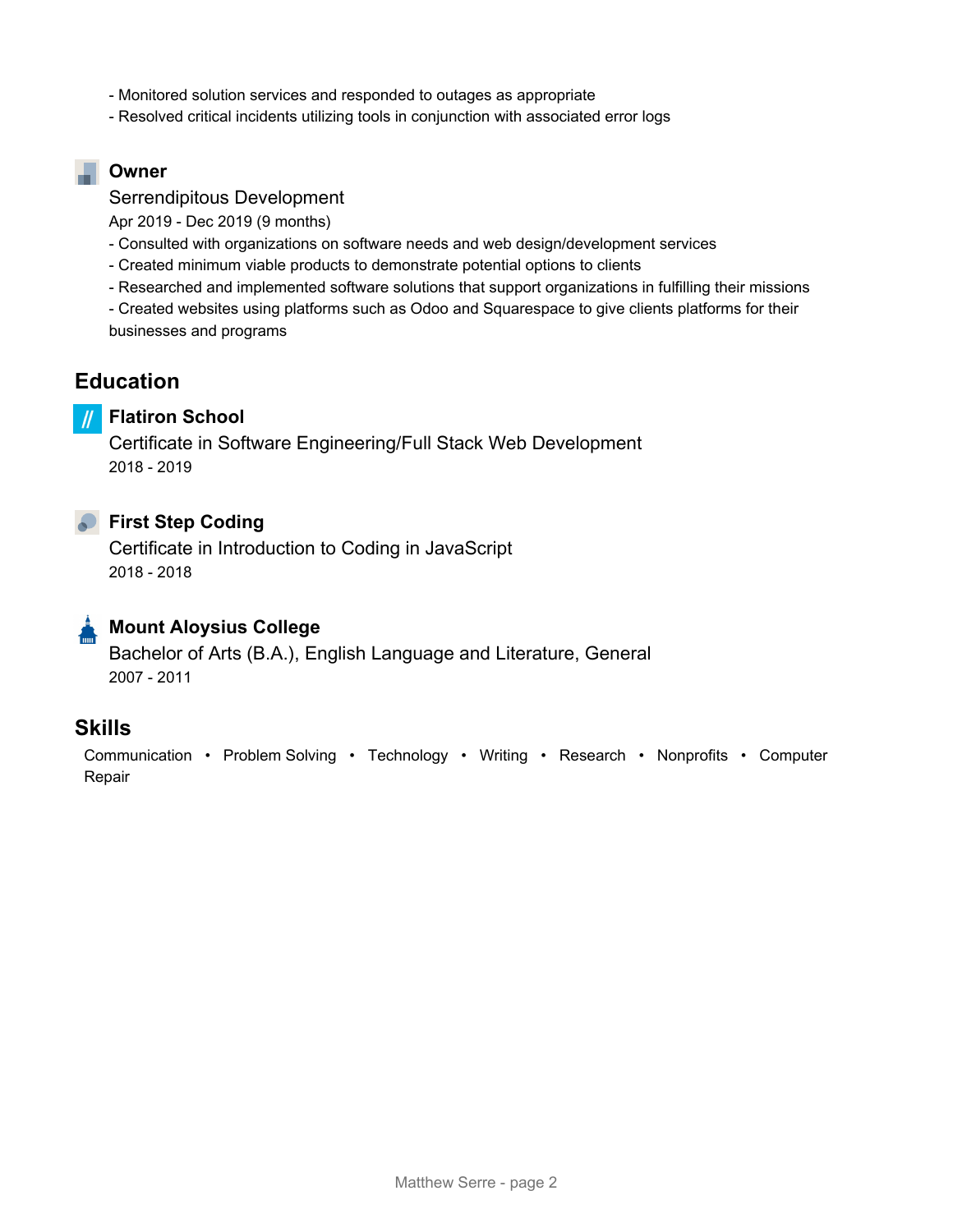- Monitored solution services and responded to outages as appropriate
- Resolved critical incidents utilizing tools in conjunction with associated error logs

### Owner

Serendipitous Development

Apr 2019 - Dec 2019 (9 months)

- Consulted with organizations on software needs and web design/development services
- Created minimum viable products to demonstrate potential options to clients
- Researched and implemented software solutions that support organizations in fulfilling their missions
- Created websites using platforms such as Odoo and Squarespace to give clients platforms for their businesses and programs

## Education

### Flatiron School

Certificate in Software Engineering/Full Stack Web Development

2018 - 2019

### First Step Coding

Certificate in Introduction to Coding in JavaScript

2018 - 2018

### Mount Aloysius College

Bachelor of Arts (B.A.), English Language and Literature, General

2007 - 2011

## Skills

Communication • Problem Solving • Technology • Writing • Research • Nonprofits • Computer Repair